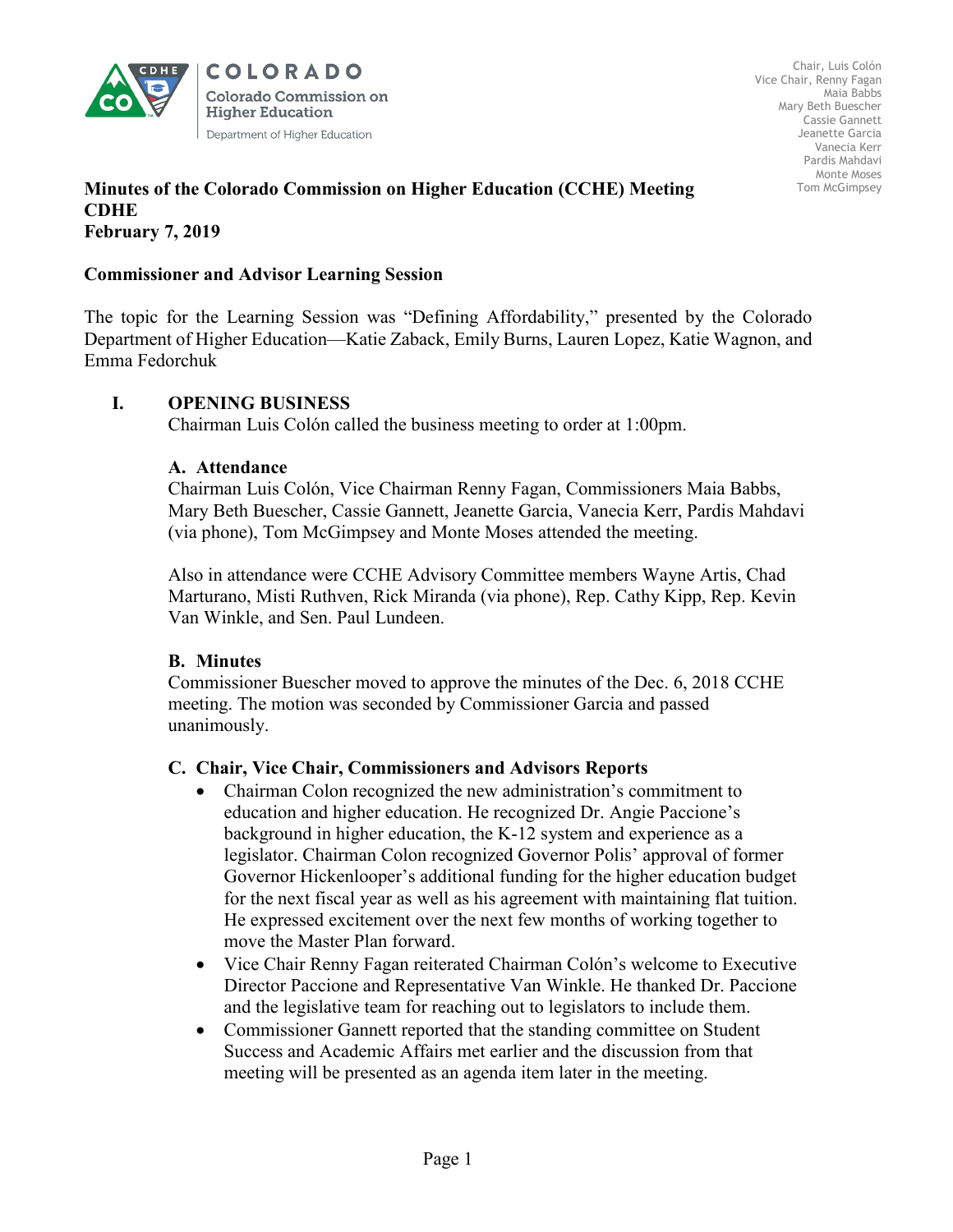COLORADO

Colorado Commission on Higher Education

Department of Higher Education

Chair, Luis Colón
Vice Chair, Renny Fagan
Maia Babbs
Mary Beth Buescher
Cassie Gannett
Jeanette Garcia
Vanecia Kerr
Pardis Mahdavi
Monte Moses
Tom McGimpsey

**Minutes of the Colorado Commission on Higher Education (CCHE) Meeting**
**CDHE**
**February 7, 2019**

**Commissioner and Advisor Learning Session**

The topic for the Learning Session was "Defining Affordability," presented by the Colorado Department of Higher Education—Katie Zaback, Emily Burns, Lauren Lopez, Katie Wagnon, and Emma Fedorchuk

## I. OPENING BUSINESS

Chairman Luis Colón called the business meeting to order at 1:00pm.

### A. Attendance

Chairman Luis Colón, Vice Chairman Renny Fagan, Commissioners Maia Babbs, Mary Beth Buescher, Cassie Gannett, Jeanette Garcia, Vanecia Kerr, Pardis Mahdavi (via phone), Tom McGimpsey and Monte Moses attended the meeting.

Also in attendance were CCHE Advisory Committee members Wayne Artis, Chad Marturano, Misti Ruthven, Rick Miranda (via phone), Rep. Cathy Kipp, Rep. Kevin Van Winkle, and Sen. Paul Lundeen.

### B. Minutes

Commissioner Buescher moved to approve the minutes of the Dec. 6, 2018 CCHE meeting. The motion was seconded by Commissioner Garcia and passed unanimously.

### C. Chair, Vice Chair, Commissioners and Advisors Reports

- Chairman Colon recognized the new administration's commitment to education and higher education. He recognized Dr. Angie Paccione's background in higher education, the K-12 system and experience as a legislator. Chairman Colon recognized Governor Polis' approval of former Governor Hickenlooper's additional funding for the higher education budget for the next fiscal year as well as his agreement with maintaining flat tuition. He expressed excitement over the next few months of working together to move the Master Plan forward.
- Vice Chair Renny Fagan reiterated Chairman Colón's welcome to Executive Director Paccione and Representative Van Winkle. He thanked Dr. Paccione and the legislative team for reaching out to legislators to include them.
- Commissioner Gannett reported that the standing committee on Student Success and Academic Affairs met earlier and the discussion from that meeting will be presented as an agenda item later in the meeting.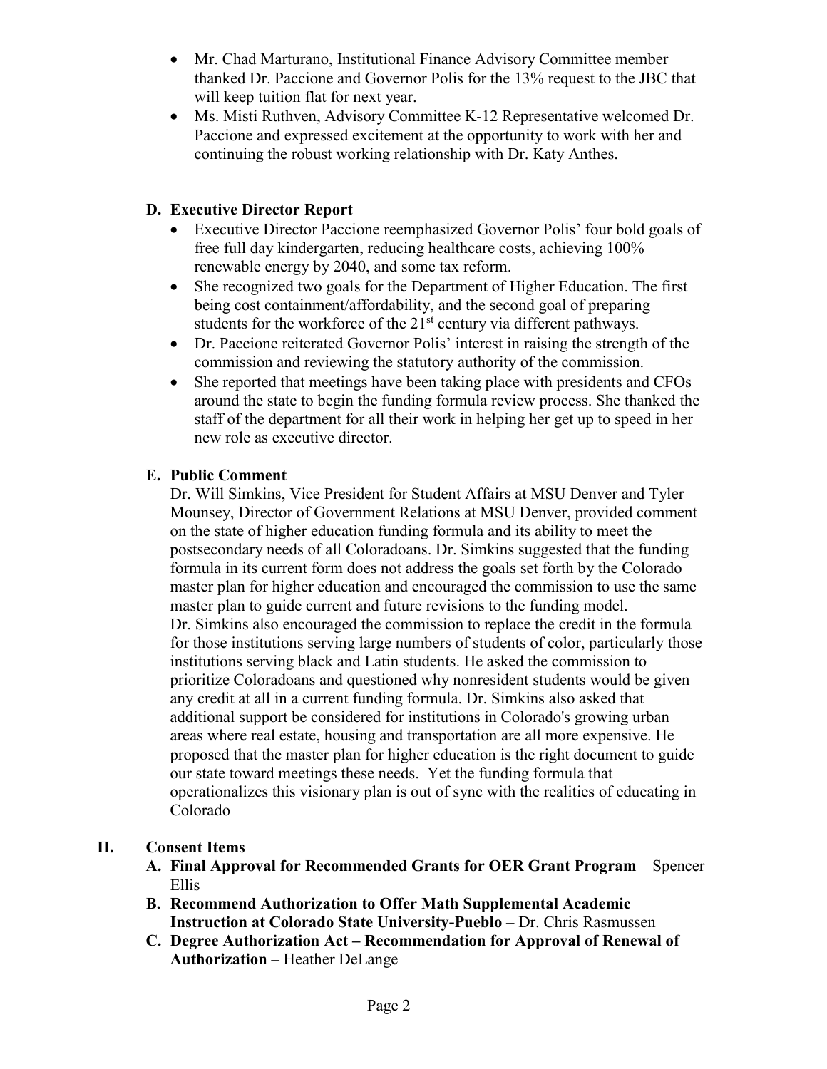- Mr. Chad Marturano, Institutional Finance Advisory Committee member thanked Dr. Paccione and Governor Polis for the 13% request to the JBC that will keep tuition flat for next year.
- Ms. Misti Ruthven, Advisory Committee K-12 Representative welcomed Dr. Paccione and expressed excitement at the opportunity to work with her and continuing the robust working relationship with Dr. Katy Anthes.

### D. Executive Director Report

- Executive Director Paccione reemphasized Governor Polis' four bold goals of free full day kindergarten, reducing healthcare costs, achieving 100% renewable energy by 2040, and some tax reform.
- She recognized two goals for the Department of Higher Education. The first being cost containment/affordability, and the second goal of preparing students for the workforce of the 21st century via different pathways.
- Dr. Paccione reiterated Governor Polis' interest in raising the strength of the commission and reviewing the statutory authority of the commission.
- She reported that meetings have been taking place with presidents and CFOs around the state to begin the funding formula review process. She thanked the staff of the department for all their work in helping her get up to speed in her new role as executive director.

### E. Public Comment

Dr. Will Simkins, Vice President for Student Affairs at MSU Denver and Tyler Mounsey, Director of Government Relations at MSU Denver, provided comment on the state of higher education funding formula and its ability to meet the postsecondary needs of all Coloradoans. Dr. Simkins suggested that the funding formula in its current form does not address the goals set forth by the Colorado master plan for higher education and encouraged the commission to use the same master plan to guide current and future revisions to the funding model. Dr. Simkins also encouraged the commission to replace the credit in the formula for those institutions serving large numbers of students of color, particularly those institutions serving black and Latin students. He asked the commission to prioritize Coloradoans and questioned why nonresident students would be given any credit at all in a current funding formula. Dr. Simkins also asked that additional support be considered for institutions in Colorado's growing urban areas where real estate, housing and transportation are all more expensive. He proposed that the master plan for higher education is the right document to guide our state toward meetings these needs. Yet the funding formula that operationalizes this visionary plan is out of sync with the realities of educating in Colorado

## II. Consent Items

**A. Final Approval for Recommended Grants for OER Grant Program** – Spencer Ellis

**B. Recommend Authorization to Offer Math Supplemental Academic Instruction at Colorado State University-Pueblo** – Dr. Chris Rasmussen

**C. Degree Authorization Act – Recommendation for Approval of Renewal of Authorization** – Heather DeLange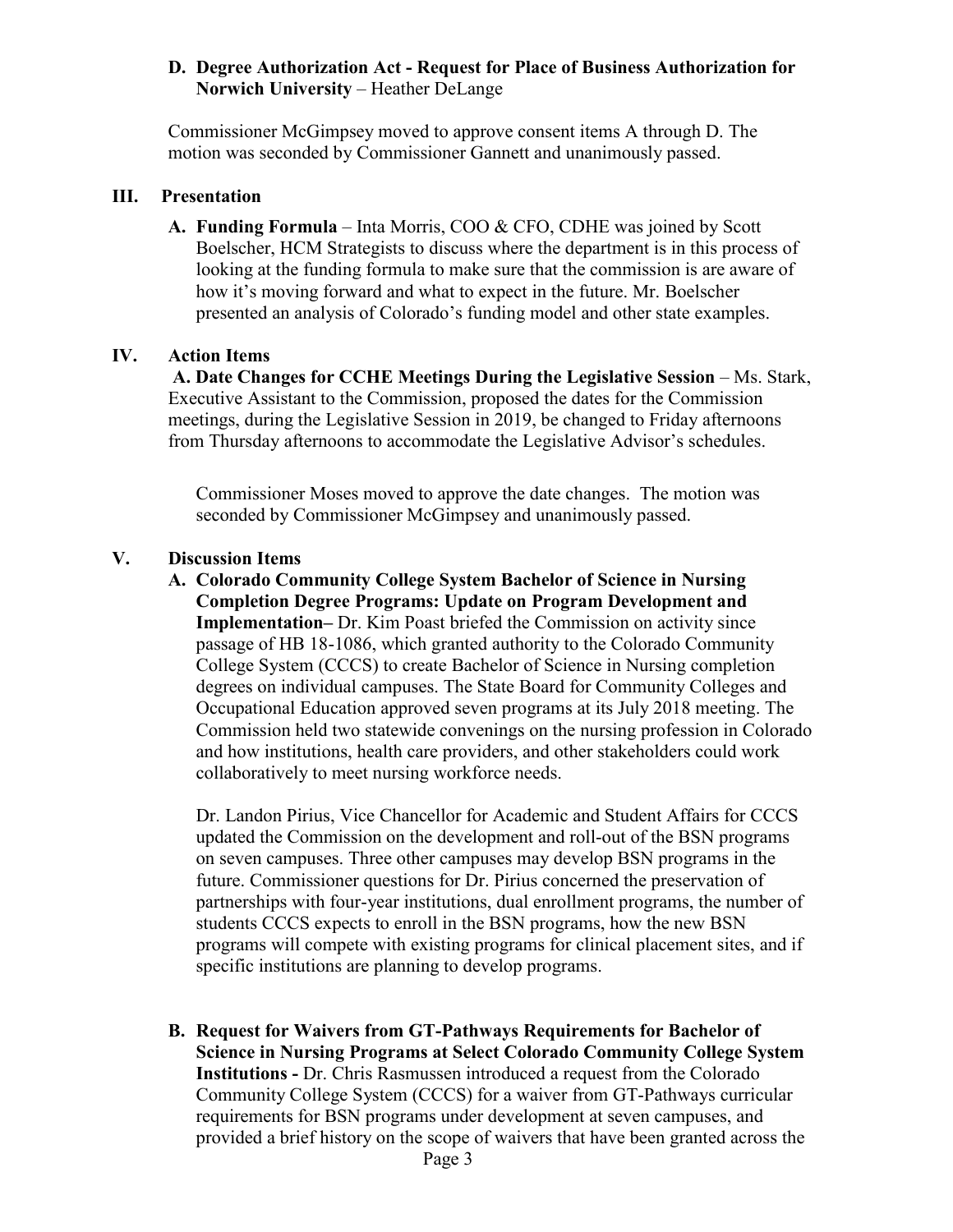**D. Degree Authorization Act - Request for Place of Business Authorization for Norwich University** – Heather DeLange

Commissioner McGimpsey moved to approve consent items A through D. The motion was seconded by Commissioner Gannett and unanimously passed.

## III. Presentation

**A. Funding Formula** – Inta Morris, COO & CFO, CDHE was joined by Scott Boelscher, HCM Strategists to discuss where the department is in this process of looking at the funding formula to make sure that the commission is are aware of how it's moving forward and what to expect in the future. Mr. Boelscher presented an analysis of Colorado's funding model and other state examples.

## IV. Action Items

**A. Date Changes for CCHE Meetings During the Legislative Session** – Ms. Stark, Executive Assistant to the Commission, proposed the dates for the Commission meetings, during the Legislative Session in 2019, be changed to Friday afternoons from Thursday afternoons to accommodate the Legislative Advisor's schedules.

Commissioner Moses moved to approve the date changes. The motion was seconded by Commissioner McGimpsey and unanimously passed.

## V. Discussion Items

**A. Colorado Community College System Bachelor of Science in Nursing Completion Degree Programs: Update on Program Development and Implementation–** Dr. Kim Poast briefed the Commission on activity since passage of HB 18-1086, which granted authority to the Colorado Community College System (CCCS) to create Bachelor of Science in Nursing completion degrees on individual campuses. The State Board for Community Colleges and Occupational Education approved seven programs at its July 2018 meeting. The Commission held two statewide convenings on the nursing profession in Colorado and how institutions, health care providers, and other stakeholders could work collaboratively to meet nursing workforce needs.

Dr. Landon Pirius, Vice Chancellor for Academic and Student Affairs for CCCS updated the Commission on the development and roll-out of the BSN programs on seven campuses. Three other campuses may develop BSN programs in the future. Commissioner questions for Dr. Pirius concerned the preservation of partnerships with four-year institutions, dual enrollment programs, the number of students CCCS expects to enroll in the BSN programs, how the new BSN programs will compete with existing programs for clinical placement sites, and if specific institutions are planning to develop programs.

**B. Request for Waivers from GT-Pathways Requirements for Bachelor of Science in Nursing Programs at Select Colorado Community College System Institutions -** Dr. Chris Rasmussen introduced a request from the Colorado Community College System (CCCS) for a waiver from GT-Pathways curricular requirements for BSN programs under development at seven campuses, and provided a brief history on the scope of waivers that have been granted across the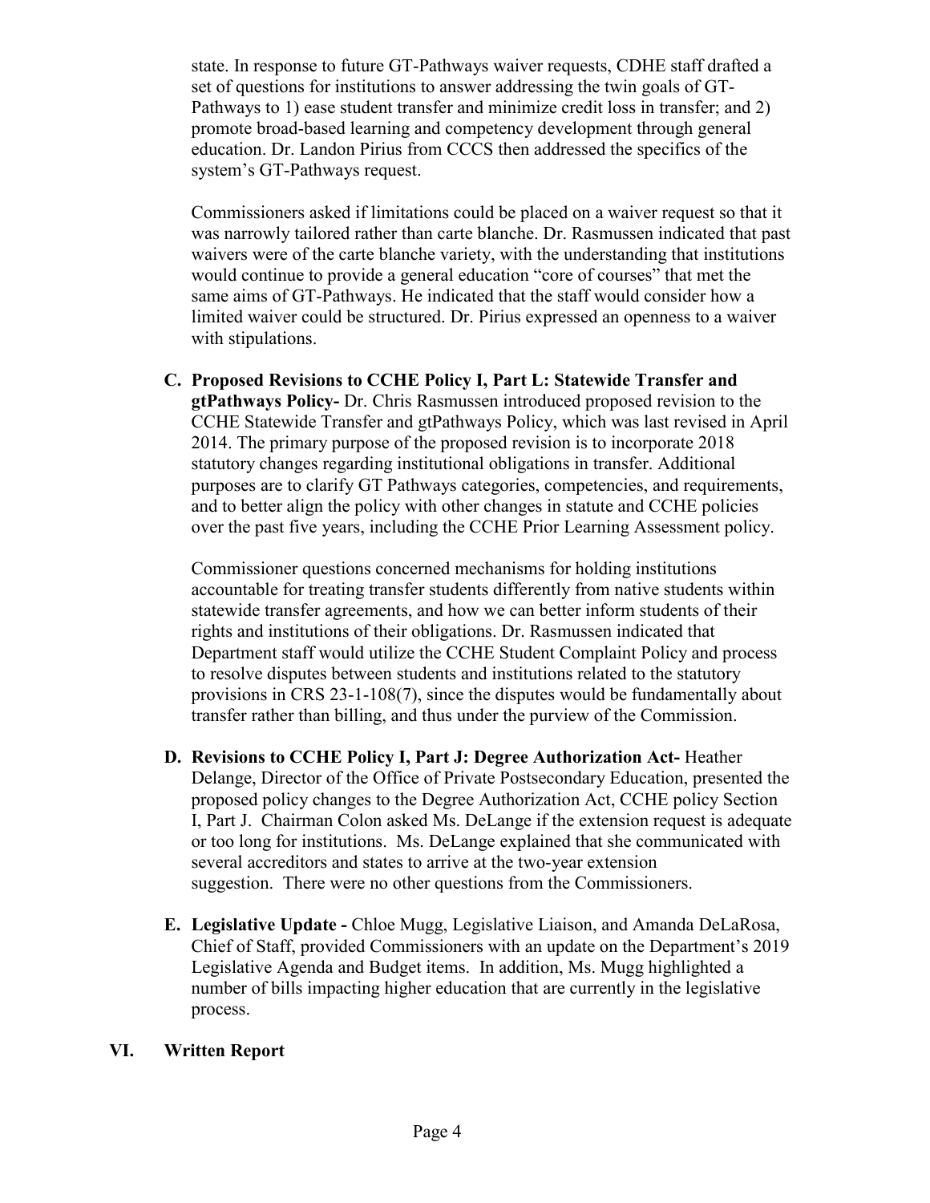state. In response to future GT-Pathways waiver requests, CDHE staff drafted a set of questions for institutions to answer addressing the twin goals of GT-Pathways to 1) ease student transfer and minimize credit loss in transfer; and 2) promote broad-based learning and competency development through general education. Dr. Landon Pirius from CCCS then addressed the specifics of the system's GT-Pathways request.

Commissioners asked if limitations could be placed on a waiver request so that it was narrowly tailored rather than carte blanche. Dr. Rasmussen indicated that past waivers were of the carte blanche variety, with the understanding that institutions would continue to provide a general education "core of courses" that met the same aims of GT-Pathways. He indicated that the staff would consider how a limited waiver could be structured. Dr. Pirius expressed an openness to a waiver with stipulations.

**C. Proposed Revisions to CCHE Policy I, Part L: Statewide Transfer and gtPathways Policy-** Dr. Chris Rasmussen introduced proposed revision to the CCHE Statewide Transfer and gtPathways Policy, which was last revised in April 2014. The primary purpose of the proposed revision is to incorporate 2018 statutory changes regarding institutional obligations in transfer. Additional purposes are to clarify GT Pathways categories, competencies, and requirements, and to better align the policy with other changes in statute and CCHE policies over the past five years, including the CCHE Prior Learning Assessment policy.

Commissioner questions concerned mechanisms for holding institutions accountable for treating transfer students differently from native students within statewide transfer agreements, and how we can better inform students of their rights and institutions of their obligations. Dr. Rasmussen indicated that Department staff would utilize the CCHE Student Complaint Policy and process to resolve disputes between students and institutions related to the statutory provisions in CRS 23-1-108(7), since the disputes would be fundamentally about transfer rather than billing, and thus under the purview of the Commission.

**D. Revisions to CCHE Policy I, Part J: Degree Authorization Act-** Heather Delange, Director of the Office of Private Postsecondary Education, presented the proposed policy changes to the Degree Authorization Act, CCHE policy Section I, Part J. Chairman Colon asked Ms. DeLange if the extension request is adequate or too long for institutions. Ms. DeLange explained that she communicated with several accreditors and states to arrive at the two-year extension suggestion. There were no other questions from the Commissioners.

**E. Legislative Update -** Chloe Mugg, Legislative Liaison, and Amanda DeLaRosa, Chief of Staff, provided Commissioners with an update on the Department's 2019 Legislative Agenda and Budget items. In addition, Ms. Mugg highlighted a number of bills impacting higher education that are currently in the legislative process.

## VI. Written Report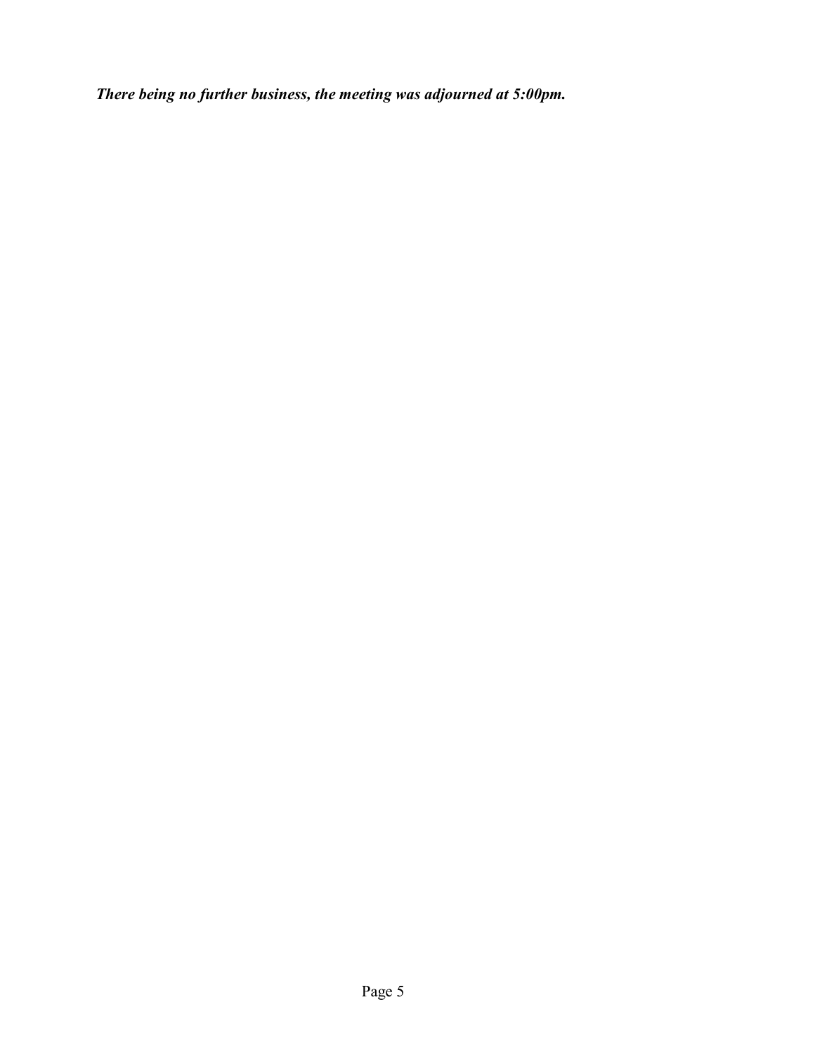***There being no further business, the meeting was adjourned at 5:00pm.***